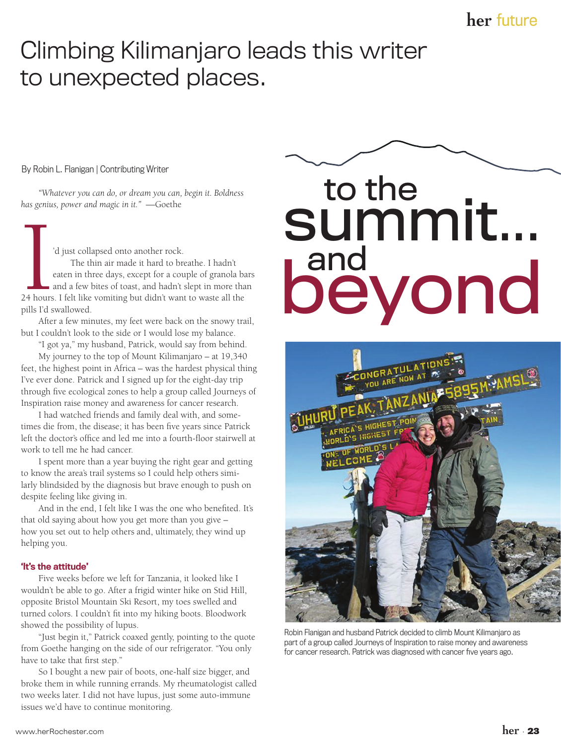# Climbing Kilimanjaro leads this writer to unexpected places.

# to the summit... and beyond

By Robin L. Flanigan | Contributing Writer

*"Whatever you can do, or dream you can, begin it. Boldness has genius, power and magic in it."* —Goethe

I'd just collapsed onto another rock.

The thin air made it hard to breathe. I hadn't eaten in three days, except for a couple of granola bars and a few bites of toast, and hadn't slept in more than 24 hours. I felt like vomiting but didn't want to waste all the pills I'd swallowed.

After a few minutes, my feet were back on the snowy trail, but I couldn't look to the side or I would lose my balance.

"I got ya," my husband, Patrick, would say from behind.

My journey to the top of Mount Kilimanjaro – at 19,340 feet, the highest point in Africa – was the hardest physical thing I've ever done. Patrick and I signed up for the eight-day trip through five ecological zones to help a group called Journeys of Inspiration raise money and awareness for cancer research.

I had watched friends and family deal with, and sometimes die from, the disease; it has been five years since Patrick left the doctor's office and led me into a fourth-floor stairwell at work to tell me he had cancer.

I spent more than a year buying the right gear and getting to know the area's trail systems so I could help others similarly blindsided by the diagnosis but brave enough to push on despite feeling like giving in.

And in the end, I felt like I was the one who benefited. It's that old saying about how you get more than you give – how you set out to help others and, ultimately, they wind up helping you.

### 'It's the attitude'

Five weeks before we left for Tanzania, it looked like I wouldn't be able to go. After a frigid winter hike on Stid Hill, opposite Bristol Mountain Ski Resort, my toes swelled and turned colors. I couldn't fit into my hiking boots. Bloodwork showed the possibility of lupus.

"Just begin it," Patrick coaxed gently, pointing to the quote from Goethe hanging on the side of our refrigerator. "You only have to take that first step."

So I bought a new pair of boots, one-half size bigger, and broke them in while running errands. My rheumatologist called two weeks later. I did not have lupus, just some auto-immune issues we'd have to continue monitoring.

Robin Flanigan and husband Patrick decided to climb Mount Kilimanjaro as part of a group called Journeys of Inspiration to raise money and awareness for cancer research. Patrick was diagnosed with cancer five years ago.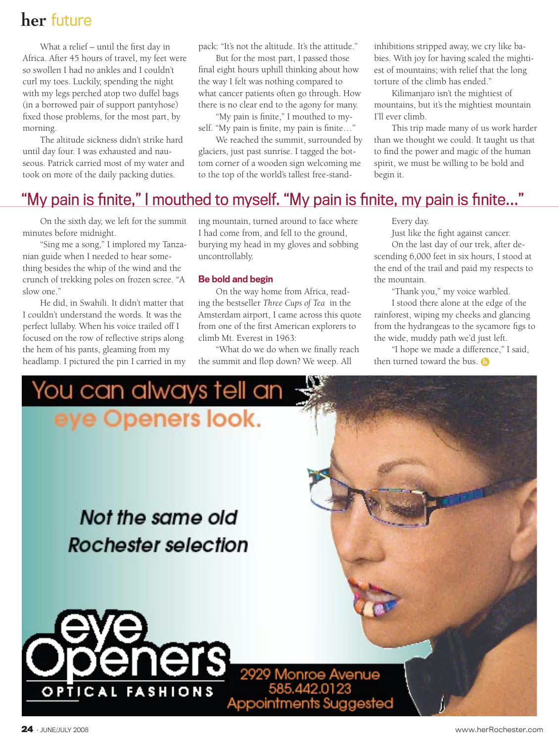What a relief – until the first day in Africa. After 45 hours of travel, my feet were so swollen I had no ankles and I couldn't curl my toes. Luckily, spending the night with my legs perched atop two duffel bags (in a borrowed pair of support pantyhose) fixed those problems, for the most part, by morning.

The altitude sickness didn't strike hard until day four. I was exhausted and nauseous. Patrick carried most of my water and took on more of the daily packing duties.

On the sixth day, we left for the summit minutes before midnight.

"Sing me a song," I implored my Tanzanian guide when I needed to hear something besides the whip of the wind and the crunch of trekking poles on frozen scree. "A slow one."

He did, in Swahili. It didn't matter that I couldn't understand the words. It was the perfect lullaby. When his voice trailed off I focused on the row of reflective strips along the hem of his pants, gleaming from my headlamp. I pictured the pin I carried in my pack: "It's not the altitude. It's the attitude."

But for the most part, I passed those final eight hours uphill thinking about how the way I felt was nothing compared to what cancer patients often go through. How there is no clear end to the agony for many.

"My pain is finite," I mouthed to myself. "My pain is finite, my pain is finite…"

We reached the summit, surrounded by glaciers, just past sunrise. I tagged the bottom corner of a wooden sign welcoming me to the top of the world's tallest free-standing mountain, turned around to face where I had come from, and fell to the ground, burying my head in my gloves and sobbing uncontrollably.

> "My pain is finite," I mouthed to myself. "My pain is finite, my pain is finite…"

## Be bold and begin

On the way home from Africa, reading the bestseller *Three Cups of Tea* in the Amsterdam airport, I came across this quote from one of the first American explorers to climb Mt. Everest in 1963:

"What do we do when we finally reach the summit and flop down? We weep. All inhibitions stripped away, we cry like babies. With joy for having scaled the mightiest of mountains; with relief that the long torture of the climb has ended."

Kilimanjaro isn't the mightiest of mountains, but it's the mightiest mountain I'll ever climb.

This trip made many of us work harder than we thought we could. It taught us that to find the power and magic of the human spirit, we must be willing to be bold and begin it.

Every day.

Just like the fight against cancer.

On the last day of our trek, after descending 6,000 feet in six hours, I stood at the end of the trail and paid my respects to the mountain.

"Thank you," my voice warbled.

I stood there alone at the edge of the rainforest, wiping my cheeks and glancing from the hydrangeas to the sycamore figs to the wide, muddy path we'd just left.

"I hope we made a difference," I said, then turned toward the bus.

You can always tell an eye Openers look.

Not the same old Rochester selection

eye Openers OPTICAL FASHIONS

2929 Monroe Avenue
585.442.0123
Appointments Suggested